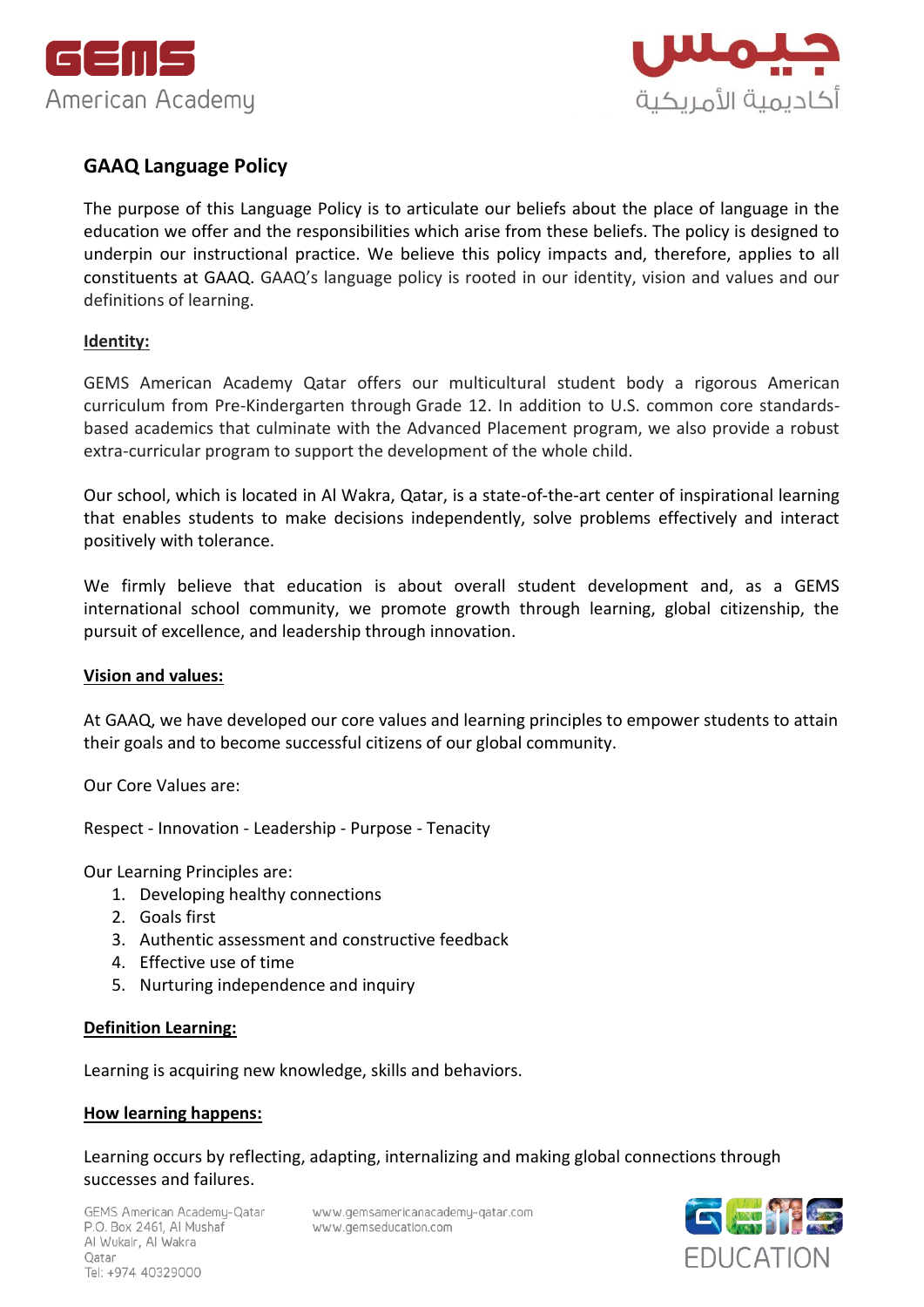# GAAQ Language Policy

The purpose of this Language Policy is to articulate our beliefs about the place of language in the education we offer and the responsibilities which arise from these beliefs. The policy is designed to underpin our instructional practice. We believe this policy impacts and, therefore, applies to all constituents at GAAQ. GAAQ's language policy is rooted in our identity, vision and values and our definitions of learning.

## Identity:

GEMS American Academy Qatar offers our multicultural student body a rigorous American curriculum from Pre-Kindergarten through Grade 12. In addition to U.S. common core standards-based academics that culminate with the Advanced Placement program, we also provide a robust extra-curricular program to support the development of the whole child.

Our school, which is located in Al Wakra, Qatar, is a state-of-the-art center of inspirational learning that enables students to make decisions independently, solve problems effectively and interact positively with tolerance.

We firmly believe that education is about overall student development and, as a GEMS international school community, we promote growth through learning, global citizenship, the pursuit of excellence, and leadership through innovation.

## Vision and values:

At GAAQ, we have developed our core values and learning principles to empower students to attain their goals and to become successful citizens of our global community.

Our Core Values are:

Respect - Innovation - Leadership - Purpose - Tenacity

Our Learning Principles are:

1. Developing healthy connections
2. Goals first
3. Authentic assessment and constructive feedback
4. Effective use of time
5. Nurturing independence and inquiry

## Definition Learning:

Learning is acquiring new knowledge, skills and behaviors.

## How learning happens:

Learning occurs by reflecting, adapting, internalizing and making global connections through successes and failures.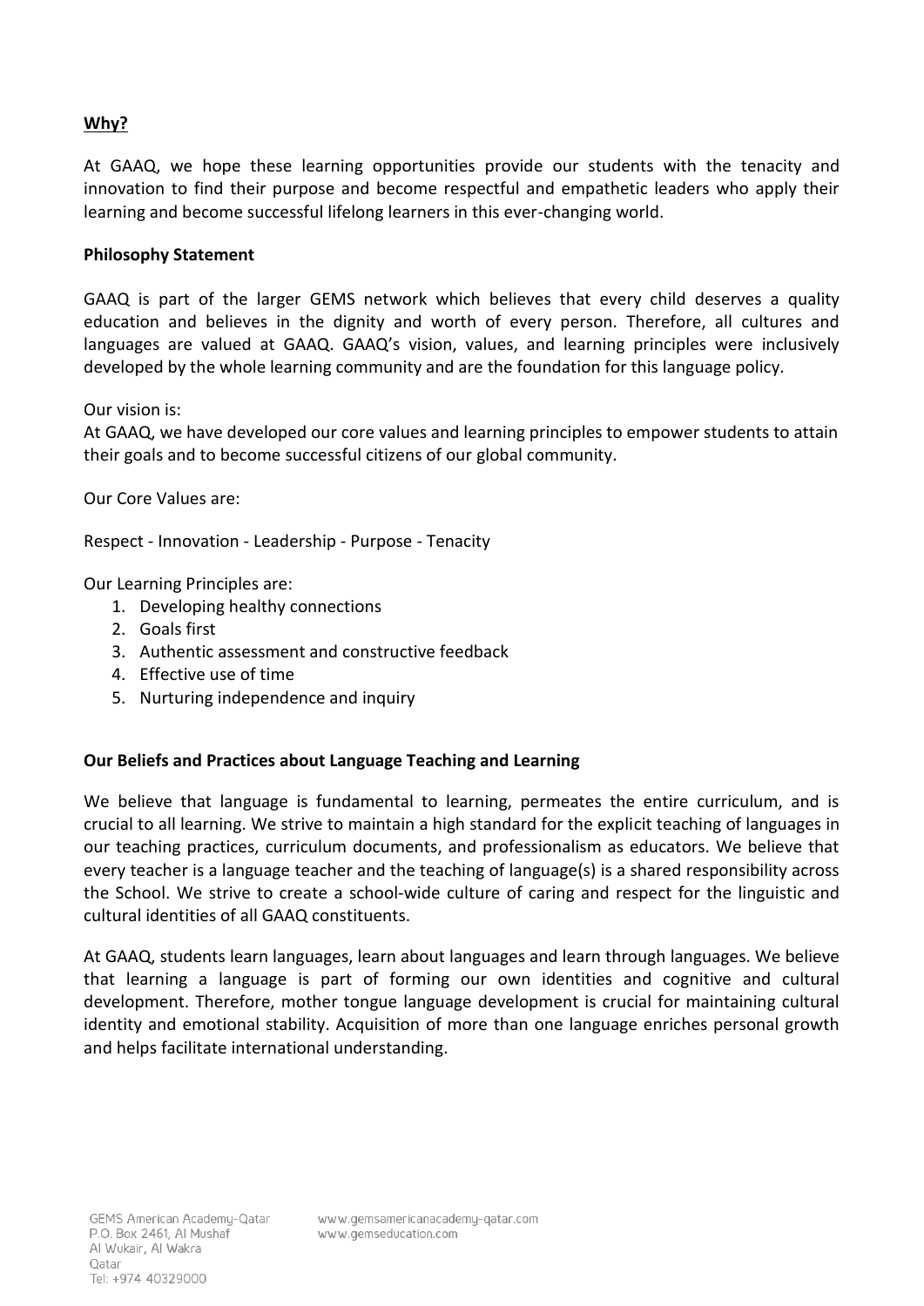**Why?**

At GAAQ, we hope these learning opportunities provide our students with the tenacity and innovation to find their purpose and become respectful and empathetic leaders who apply their learning and become successful lifelong learners in this ever-changing world.

**Philosophy Statement**

GAAQ is part of the larger GEMS network which believes that every child deserves a quality education and believes in the dignity and worth of every person. Therefore, all cultures and languages are valued at GAAQ. GAAQ's vision, values, and learning principles were inclusively developed by the whole learning community and are the foundation for this language policy.

Our vision is:
At GAAQ, we have developed our core values and learning principles to empower students to attain their goals and to become successful citizens of our global community.

Our Core Values are:

Respect - Innovation - Leadership - Purpose - Tenacity

Our Learning Principles are:

1. Developing healthy connections
2. Goals first
3. Authentic assessment and constructive feedback
4. Effective use of time
5. Nurturing independence and inquiry

**Our Beliefs and Practices about Language Teaching and Learning**

We believe that language is fundamental to learning, permeates the entire curriculum, and is crucial to all learning. We strive to maintain a high standard for the explicit teaching of languages in our teaching practices, curriculum documents, and professionalism as educators. We believe that every teacher is a language teacher and the teaching of language(s) is a shared responsibility across the School. We strive to create a school-wide culture of caring and respect for the linguistic and cultural identities of all GAAQ constituents.

At GAAQ, students learn languages, learn about languages and learn through languages. We believe that learning a language is part of forming our own identities and cognitive and cultural development. Therefore, mother tongue language development is crucial for maintaining cultural identity and emotional stability. Acquisition of more than one language enriches personal growth and helps facilitate international understanding.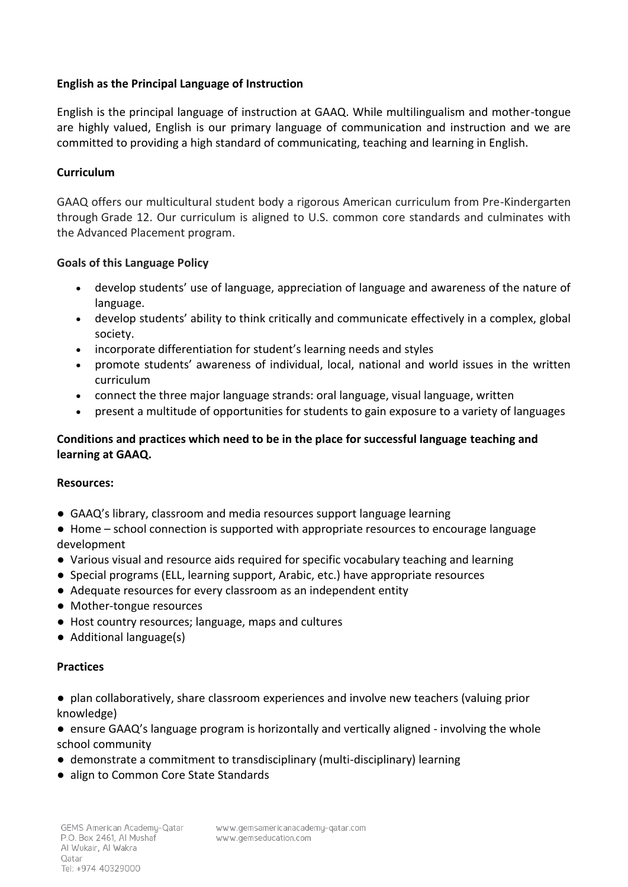**English as the Principal Language of Instruction**

English is the principal language of instruction at GAAQ. While multilingualism and mother-tongue are highly valued, English is our primary language of communication and instruction and we are committed to providing a high standard of communicating, teaching and learning in English.

**Curriculum**

GAAQ offers our multicultural student body a rigorous American curriculum from Pre-Kindergarten through Grade 12. Our curriculum is aligned to U.S. common core standards and culminates with the Advanced Placement program.

**Goals of this Language Policy**

- develop students' use of language, appreciation of language and awareness of the nature of language.
- develop students' ability to think critically and communicate effectively in a complex, global society.
- incorporate differentiation for student's learning needs and styles
- promote students' awareness of individual, local, national and world issues in the written curriculum
- connect the three major language strands: oral language, visual language, written
- present a multitude of opportunities for students to gain exposure to a variety of languages

**Conditions and practices which need to be in the place for successful language teaching and learning at GAAQ.**

**Resources:**

- GAAQ's library, classroom and media resources support language learning
- Home – school connection is supported with appropriate resources to encourage language development
- Various visual and resource aids required for specific vocabulary teaching and learning
- Special programs (ELL, learning support, Arabic, etc.) have appropriate resources
- Adequate resources for every classroom as an independent entity
- Mother-tongue resources
- Host country resources; language, maps and cultures
- Additional language(s)

**Practices**

- plan collaboratively, share classroom experiences and involve new teachers (valuing prior knowledge)
- ensure GAAQ's language program is horizontally and vertically aligned - involving the whole school community
- demonstrate a commitment to transdisciplinary (multi-disciplinary) learning
- align to Common Core State Standards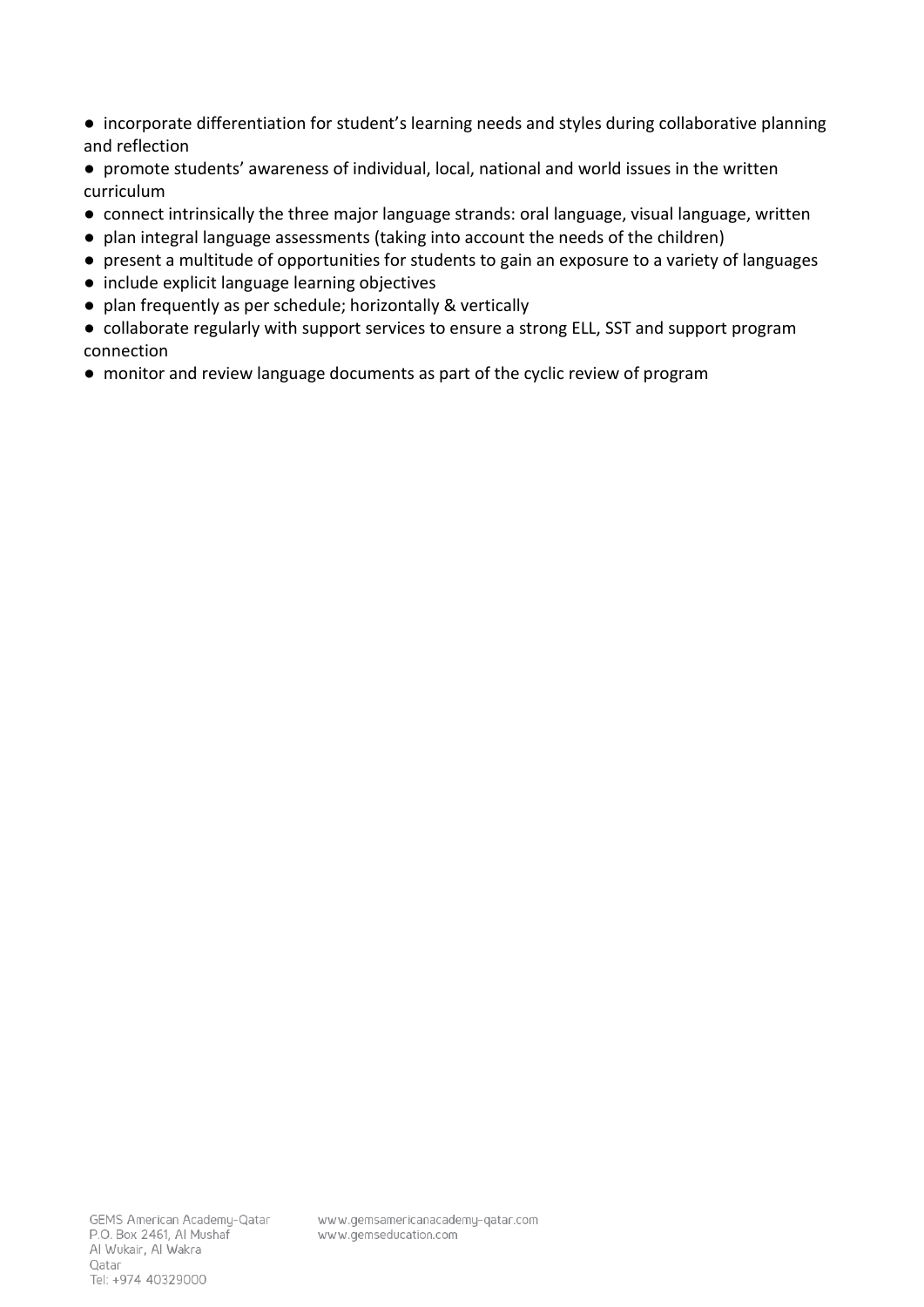- incorporate differentiation for student's learning needs and styles during collaborative planning and reflection
- promote students' awareness of individual, local, national and world issues in the written curriculum
- connect intrinsically the three major language strands: oral language, visual language, written
- plan integral language assessments (taking into account the needs of the children)
- present a multitude of opportunities for students to gain an exposure to a variety of languages
- include explicit language learning objectives
- plan frequently as per schedule; horizontally & vertically
- collaborate regularly with support services to ensure a strong ELL, SST and support program connection
- monitor and review language documents as part of the cyclic review of program